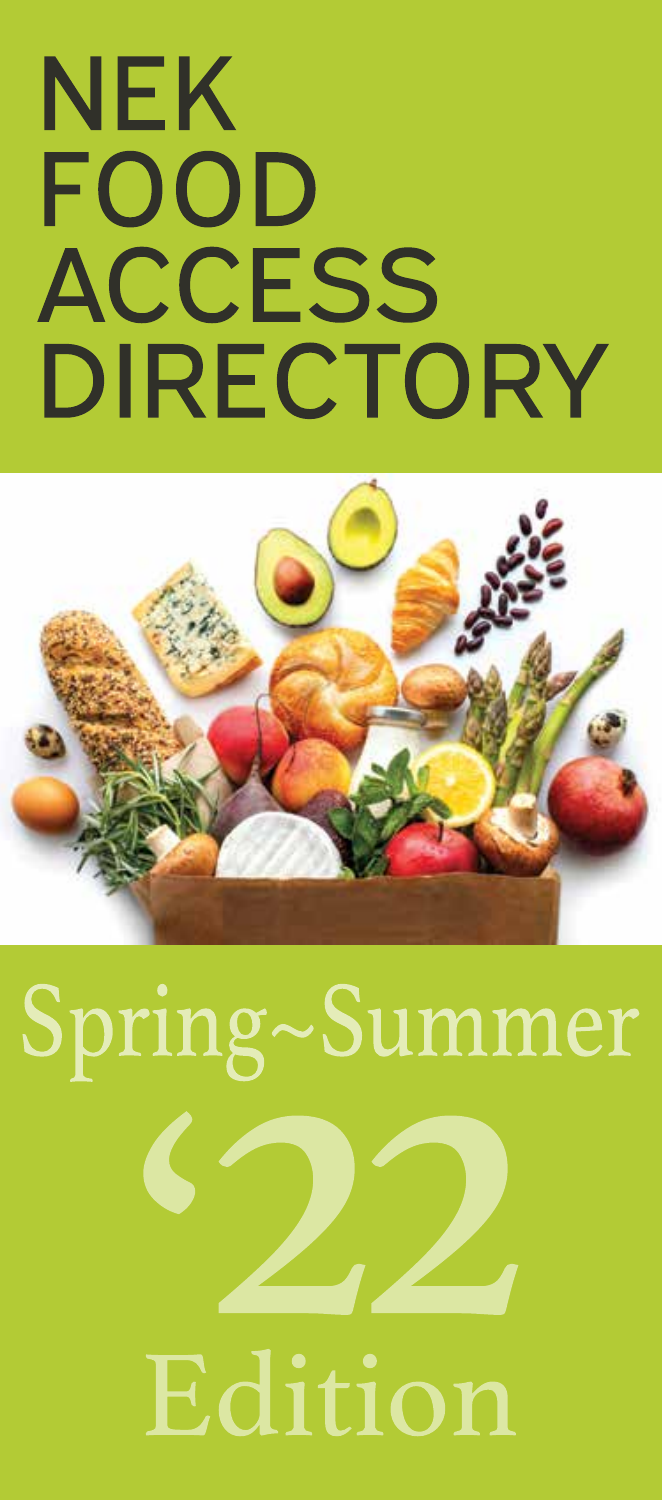# NEK FOOD ACCESS DIRECTORY

Spring~Summer

'22

Edition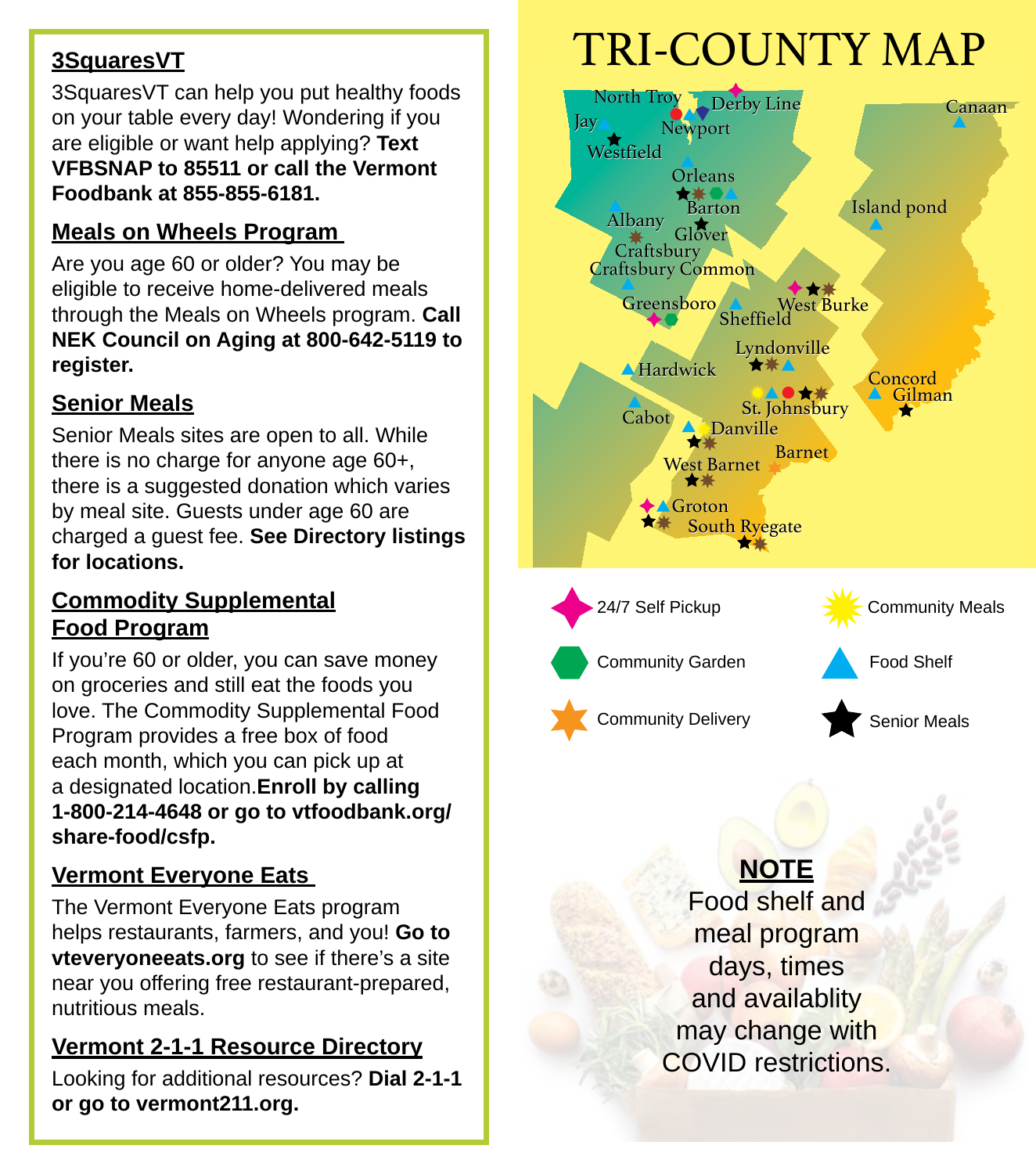## 3SquaresVT

3SquaresVT can help you put healthy foods on your table every day! Wondering if you are eligible or want help applying? **Text VFBSNAP to 85511 or call the Vermont Foodbank at 855-855-6181.**

## Meals on Wheels Program

Are you age 60 or older? You may be eligible to receive home-delivered meals through the Meals on Wheels program. **Call NEK Council on Aging at 800-642-5119 to register.**

## Senior Meals

Senior Meals sites are open to all. While there is no charge for anyone age 60+, there is a suggested donation which varies by meal site. Guests under age 60 are charged a guest fee. **See Directory listings for locations.**

## Commodity Supplemental Food Program

If you're 60 or older, you can save money on groceries and still eat the foods you love. The Commodity Supplemental Food Program provides a free box of food each month, which you can pick up at a designated location. **Enroll by calling 1-800-214-4648 or go to vtfoodbank.org/share-food/csfp.**

## Vermont Everyone Eats

The Vermont Everyone Eats program helps restaurants, farmers, and you! **Go to vteveryoneeats.org** to see if there's a site near you offering free restaurant-prepared, nutritious meals.

## Vermont 2-1-1 Resource Directory

Looking for additional resources? **Dial 2-1-1 or go to vermont211.org.**

# TRI-COUNTY MAP

North Troy, Derby Line, Jay, Newport, Westfield, Orleans, Barton, Albany, Glover, Craftsbury, Craftsbury Common, Greensboro, Sheffield, West Burke, Lyndonville, Hardwick, Cabot, St. Johnsbury, Danville, West Barnet, Barnet, Groton, South Ryegate, Canaan, Island pond, Concord, Gilman

- 24/7 Self Pickup
- Community Meals
- Community Garden
- Food Shelf
- Community Delivery
- Senior Meals

**NOTE**

Food shelf and meal program days, times and availablity may change with COVID restrictions.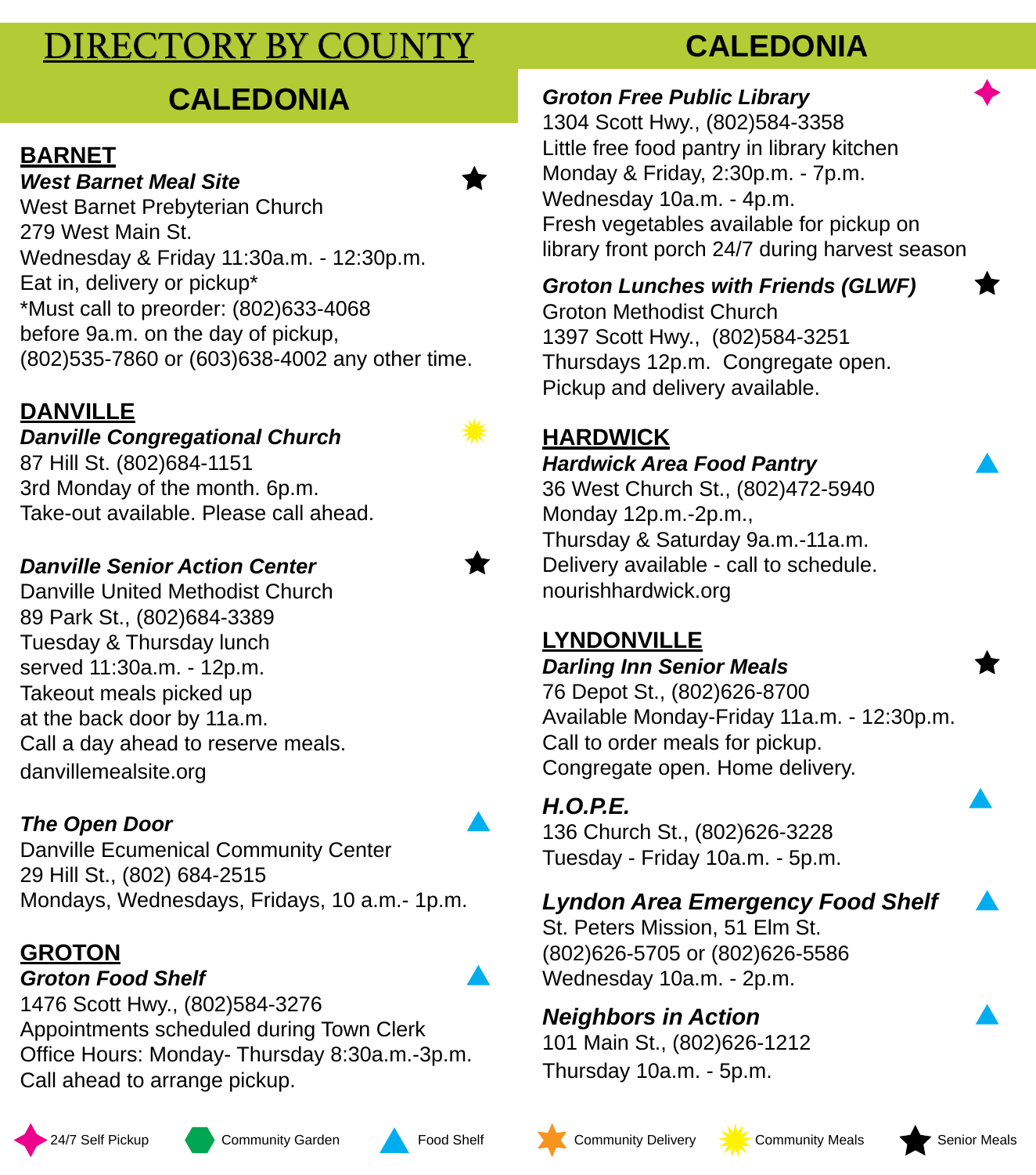# DIRECTORY BY COUNTY

## CALEDONIA

### BARNET

***West Barnet Meal Site***

West Barnet Prebyterian Church
279 West Main St.
Wednesday & Friday 11:30a.m. - 12:30p.m.
Eat in, delivery or pickup*
*Must call to preorder: (802)633-4068
before 9a.m. on the day of pickup,
(802)535-7860 or (603)638-4002 any other time.

### DANVILLE

***Danville Congregational Church***

87 Hill St. (802)684-1151
3rd Monday of the month. 6p.m.
Take-out available. Please call ahead.

***Danville Senior Action Center***

Danville United Methodist Church
89 Park St., (802)684-3389
Tuesday & Thursday lunch
served 11:30a.m. - 12p.m.
Takeout meals picked up
at the back door by 11a.m.
Call a day ahead to reserve meals.
danvillemealsite.org

***The Open Door***

Danville Ecumenical Community Center
29 Hill St., (802) 684-2515
Mondays, Wednesdays, Fridays, 10 a.m.- 1p.m.

### GROTON

***Groton Food Shelf***

1476 Scott Hwy., (802)584-3276
Appointments scheduled during Town Clerk
Office Hours: Monday- Thursday 8:30a.m.-3p.m.
Call ahead to arrange pickup.

***Groton Free Public Library***

1304 Scott Hwy., (802)584-3358
Little free food pantry in library kitchen
Monday & Friday, 2:30p.m. - 7p.m.
Wednesday 10a.m. - 4p.m.
Fresh vegetables available for pickup on
library front porch 24/7 during harvest season

***Groton Lunches with Friends (GLWF)***

Groton Methodist Church
1397 Scott Hwy., (802)584-3251
Thursdays 12p.m. Congregate open.
Pickup and delivery available.

### HARDWICK

***Hardwick Area Food Pantry***

36 West Church St., (802)472-5940
Monday 12p.m.-2p.m.,
Thursday & Saturday 9a.m.-11a.m.
Delivery available - call to schedule.
nourishhardwick.org

### LYNDONVILLE

***Darling Inn Senior Meals***

76 Depot St., (802)626-8700
Available Monday-Friday 11a.m. - 12:30p.m.
Call to order meals for pickup.
Congregate open. Home delivery.

***H.O.P.E.***

136 Church St., (802)626-3228
Tuesday - Friday 10a.m. - 5p.m.

***Lyndon Area Emergency Food Shelf***

St. Peters Mission, 51 Elm St.
(802)626-5705 or (802)626-5586
Wednesday 10a.m. - 2p.m.

***Neighbors in Action***

101 Main St., (802)626-1212
Thursday 10a.m. - 5p.m.

24/7 Self Pickup | Community Garden | Food Shelf | Community Delivery | Community Meals | Senior Meals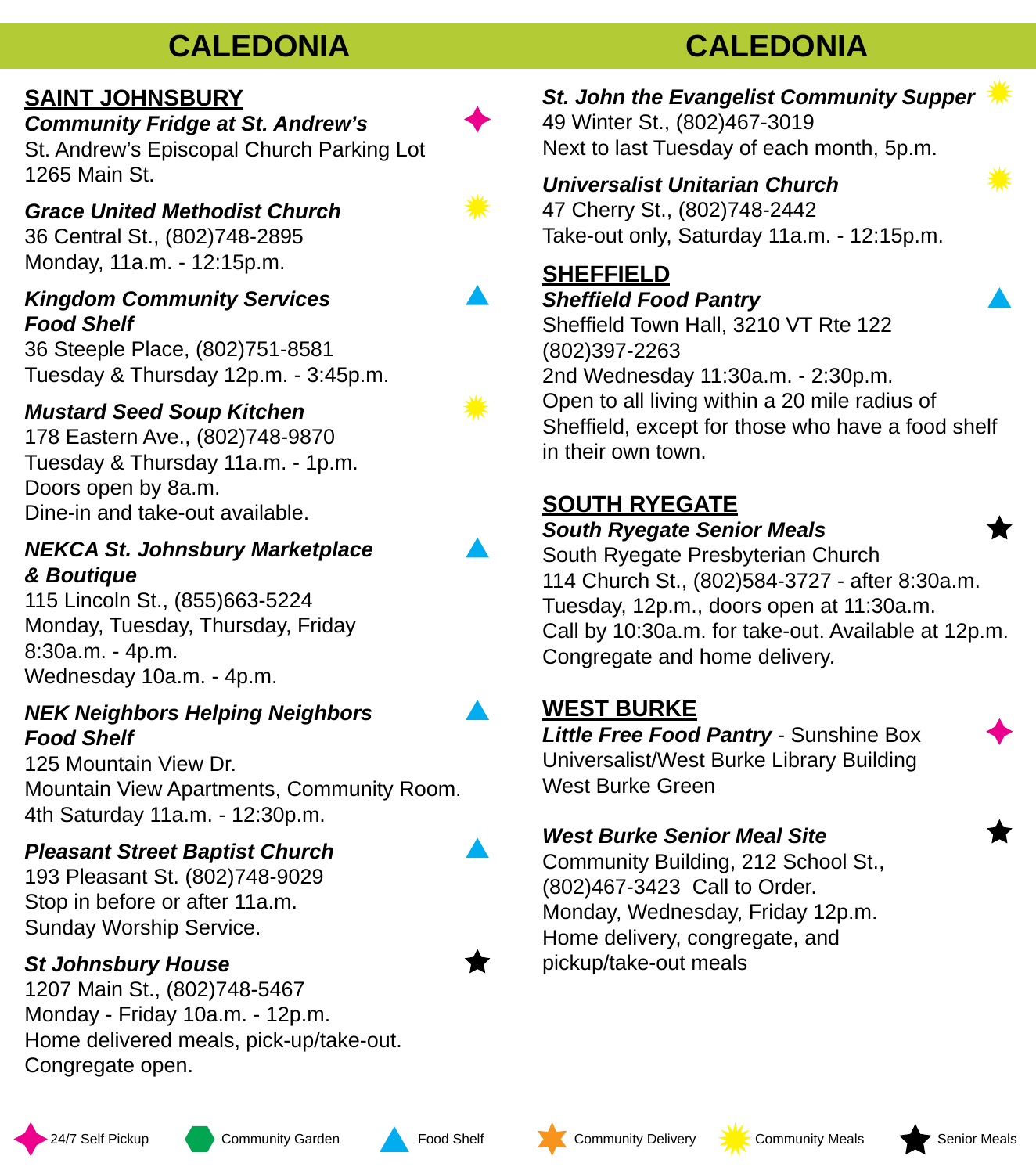# CALEDONIA

## SAINT JOHNSBURY

***Community Fridge at St. Andrew's*** (24/7 Self Pickup)
St. Andrew's Episcopal Church Parking Lot
1265 Main St.

***Grace United Methodist Church*** (Community Meals)
36 Central St., (802)748-2895
Monday, 11a.m. - 12:15p.m.

***Kingdom Community Services Food Shelf*** (Food Shelf)
36 Steeple Place, (802)751-8581
Tuesday & Thursday 12p.m. - 3:45p.m.

***Mustard Seed Soup Kitchen*** (Community Meals)
178 Eastern Ave., (802)748-9870
Tuesday & Thursday 11a.m. - 1p.m.
Doors open by 8a.m.
Dine-in and take-out available.

***NEKCA St. Johnsbury Marketplace & Boutique*** (Food Shelf)
115 Lincoln St., (855)663-5224
Monday, Tuesday, Thursday, Friday
8:30a.m. - 4p.m.
Wednesday 10a.m. - 4p.m.

***NEK Neighbors Helping Neighbors Food Shelf*** (Food Shelf)
125 Mountain View Dr.
Mountain View Apartments, Community Room.
4th Saturday 11a.m. - 12:30p.m.

***Pleasant Street Baptist Church*** (Food Shelf)
193 Pleasant St. (802)748-9029
Stop in before or after 11a.m.
Sunday Worship Service.

***St Johnsbury House*** (Senior Meals)
1207 Main St., (802)748-5467
Monday - Friday 10a.m. - 12p.m.
Home delivered meals, pick-up/take-out.
Congregate open.

***St. John the Evangelist Community Supper*** (Community Meals)
49 Winter St., (802)467-3019
Next to last Tuesday of each month, 5p.m.

***Universalist Unitarian Church*** (Community Meals)
47 Cherry St., (802)748-2442
Take-out only, Saturday 11a.m. - 12:15p.m.

## SHEFFIELD

***Sheffield Food Pantry*** (Food Shelf)
Sheffield Town Hall, 3210 VT Rte 122
(802)397-2263
2nd Wednesday 11:30a.m. - 2:30p.m.
Open to all living within a 20 mile radius of Sheffield, except for those who have a food shelf in their own town.

## SOUTH RYEGATE

***South Ryegate Senior Meals*** (Senior Meals)
South Ryegate Presbyterian Church
114 Church St., (802)584-3727 - after 8:30a.m.
Tuesday, 12p.m., doors open at 11:30a.m.
Call by 10:30a.m. for take-out. Available at 12p.m.
Congregate and home delivery.

## WEST BURKE

***Little Free Food Pantry*** - Sunshine Box (24/7 Self Pickup)
Universalist/West Burke Library Building
West Burke Green

***West Burke Senior Meal Site*** (Senior Meals)
Community Building, 212 School St.,
(802)467-3423 Call to Order.
Monday, Wednesday, Friday 12p.m.
Home delivery, congregate, and pickup/take-out meals

24/7 Self Pickup | Community Garden | Food Shelf | Community Delivery | Community Meals | Senior Meals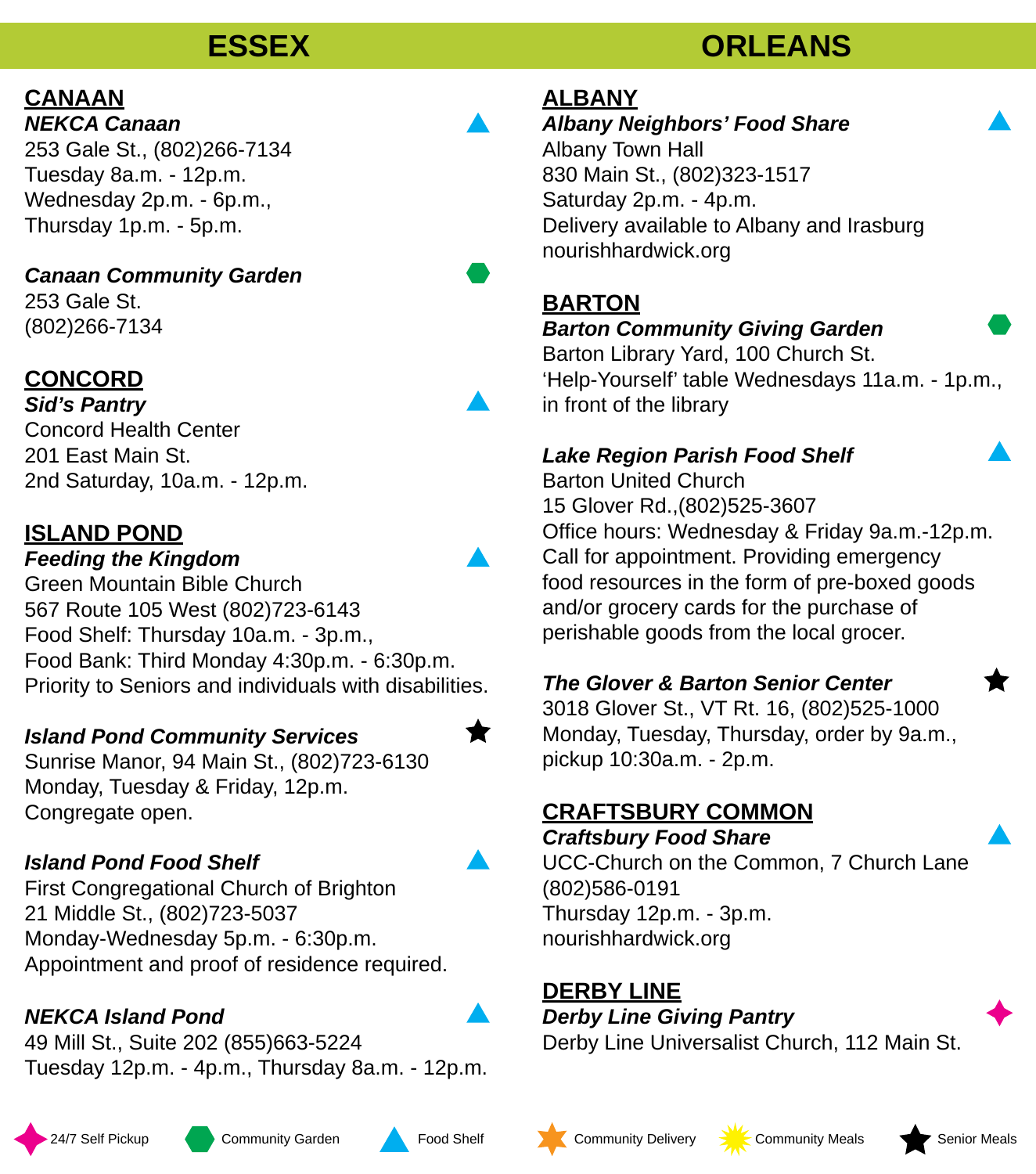# ESSEX

## CANAAN

***NEKCA Canaan*** (Food Shelf)
253 Gale St., (802)266-7134
Tuesday 8a.m. - 12p.m.
Wednesday 2p.m. - 6p.m.,
Thursday 1p.m. - 5p.m.

***Canaan Community Garden*** (Community Garden)
253 Gale St.
(802)266-7134

## CONCORD

***Sid's Pantry*** (Food Shelf)
Concord Health Center
201 East Main St.
2nd Saturday, 10a.m. - 12p.m.

## ISLAND POND

***Feeding the Kingdom*** (Food Shelf)
Green Mountain Bible Church
567 Route 105 West (802)723-6143
Food Shelf: Thursday 10a.m. - 3p.m.,
Food Bank: Third Monday 4:30p.m. - 6:30p.m.
Priority to Seniors and individuals with disabilities.

***Island Pond Community Services*** (Senior Meals)
Sunrise Manor, 94 Main St., (802)723-6130
Monday, Tuesday & Friday, 12p.m.
Congregate open.

***Island Pond Food Shelf*** (Food Shelf)
First Congregational Church of Brighton
21 Middle St., (802)723-5037
Monday-Wednesday 5p.m. - 6:30p.m.
Appointment and proof of residence required.

***NEKCA Island Pond*** (Food Shelf)
49 Mill St., Suite 202 (855)663-5224
Tuesday 12p.m. - 4p.m., Thursday 8a.m. - 12p.m.

# ORLEANS

## ALBANY

***Albany Neighbors' Food Share*** (Food Shelf)
Albany Town Hall
830 Main St., (802)323-1517
Saturday 2p.m. - 4p.m.
Delivery available to Albany and Irasburg
nourishhardwick.org

## BARTON

***Barton Community Giving Garden*** (Community Garden)
Barton Library Yard, 100 Church St.
'Help-Yourself' table Wednesdays 11a.m. - 1p.m., in front of the library

***Lake Region Parish Food Shelf*** (Food Shelf)
Barton United Church
15 Glover Rd.,(802)525-3607
Office hours: Wednesday & Friday 9a.m.-12p.m.
Call for appointment. Providing emergency food resources in the form of pre-boxed goods and/or grocery cards for the purchase of perishable goods from the local grocer.

***The Glover & Barton Senior Center*** (Senior Meals)
3018 Glover St., VT Rt. 16, (802)525-1000
Monday, Tuesday, Thursday, order by 9a.m., pickup 10:30a.m. - 2p.m.

## CRAFTSBURY COMMON

***Craftsbury Food Share*** (Food Shelf)
UCC-Church on the Common, 7 Church Lane
(802)586-0191
Thursday 12p.m. - 3p.m.
nourishhardwick.org

## DERBY LINE

***Derby Line Giving Pantry*** (24/7 Self Pickup)
Derby Line Universalist Church, 112 Main St.

---

24/7 Self Pickup | Community Garden | Food Shelf | Community Delivery | Community Meals | Senior Meals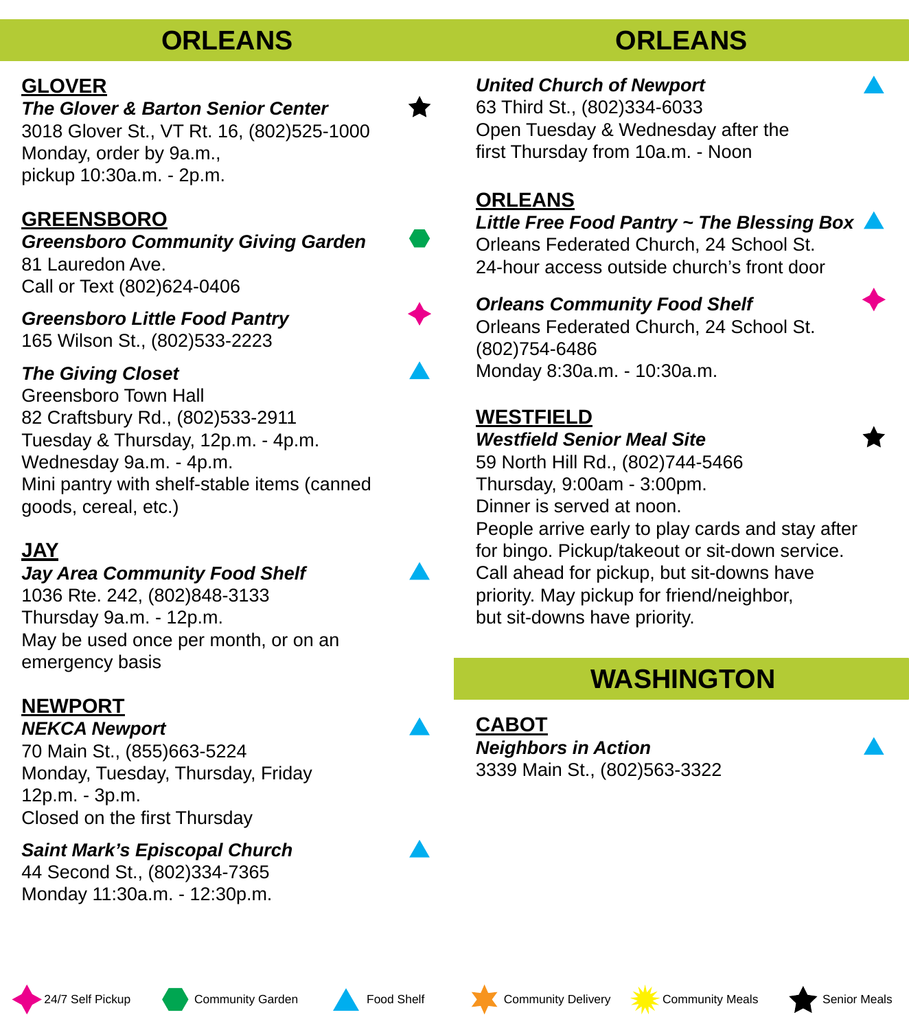# ORLEANS

## GLOVER

***The Glover & Barton Senior Center*** ★
3018 Glover St., VT Rt. 16, (802)525-1000
Monday, order by 9a.m.,
pickup 10:30a.m. - 2p.m.

## GREENSBORO

***Greensboro Community Giving Garden***
81 Lauredon Ave.
Call or Text (802)624-0406

***Greensboro Little Food Pantry***
165 Wilson St., (802)533-2223

***The Giving Closet***
Greensboro Town Hall
82 Craftsbury Rd., (802)533-2911
Tuesday & Thursday, 12p.m. - 4p.m.
Wednesday 9a.m. - 4p.m.
Mini pantry with shelf-stable items (canned goods, cereal, etc.)

## JAY

***Jay Area Community Food Shelf***
1036 Rte. 242, (802)848-3133
Thursday 9a.m. - 12p.m.
May be used once per month, or on an emergency basis

## NEWPORT

***NEKCA Newport***
70 Main St., (855)663-5224
Monday, Tuesday, Thursday, Friday
12p.m. - 3p.m.
Closed on the first Thursday

***Saint Mark's Episcopal Church***
44 Second St., (802)334-7365
Monday 11:30a.m. - 12:30p.m.

***United Church of Newport***
63 Third St., (802)334-6033
Open Tuesday & Wednesday after the first Thursday from 10a.m. - Noon

## ORLEANS

***Little Free Food Pantry ~ The Blessing Box***
Orleans Federated Church, 24 School St.
24-hour access outside church's front door

***Orleans Community Food Shelf***
Orleans Federated Church, 24 School St.
(802)754-6486
Monday 8:30a.m. - 10:30a.m.

## WESTFIELD

***Westfield Senior Meal Site*** ★
59 North Hill Rd., (802)744-5466
Thursday, 9:00am - 3:00pm.
Dinner is served at noon.
People arrive early to play cards and stay after for bingo. Pickup/takeout or sit-down service. Call ahead for pickup, but sit-downs have priority. May pickup for friend/neighbor, but sit-downs have priority.

# WASHINGTON

## CABOT

***Neighbors in Action***
3339 Main St., (802)563-3322

24/7 Self Pickup | Community Garden | Food Shelf | Community Delivery | Community Meals | ★ Senior Meals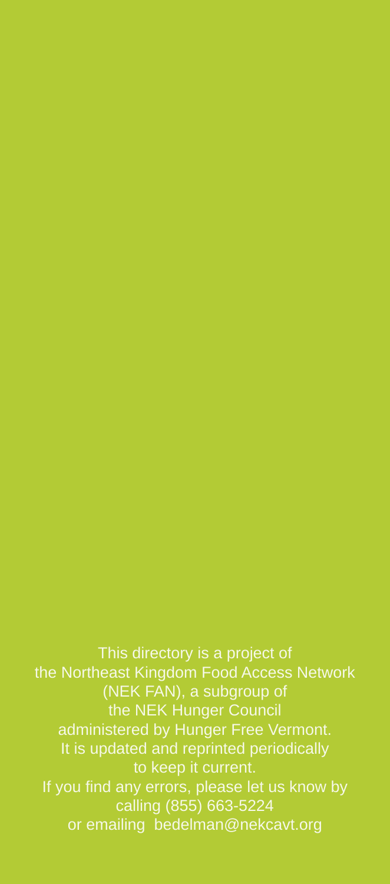This directory is a project of
the Northeast Kingdom Food Access Network
(NEK FAN), a subgroup of
the NEK Hunger Council
administered by Hunger Free Vermont.
It is updated and reprinted periodically
to keep it current.
If you find any errors, please let us know by
calling (855) 663-5224
or emailing bedelman@nekcavt.org